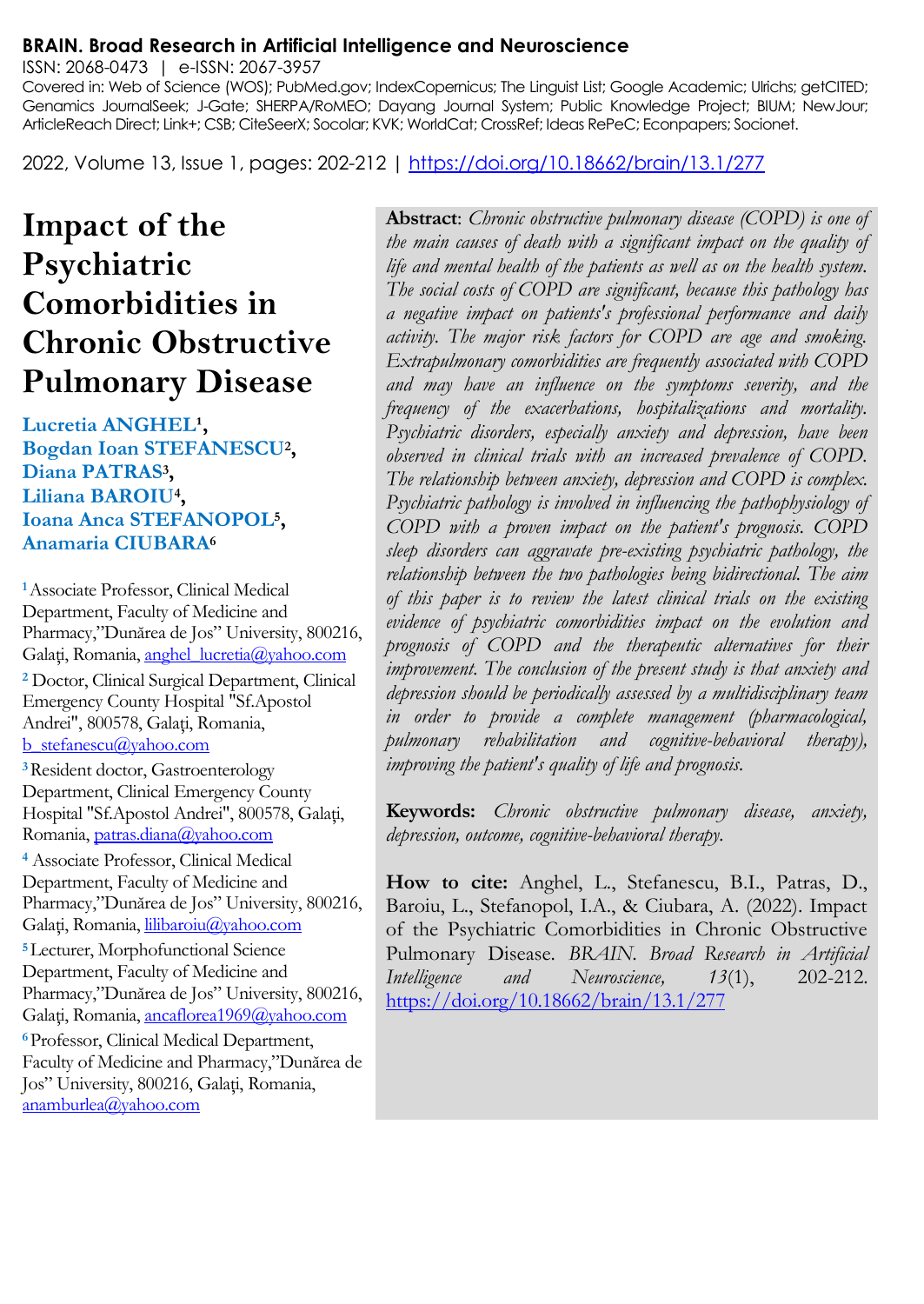**BRAIN. Broad Research in Artificial Intelligence and Neuroscience**

ISSN: 2068-0473 | e-ISSN: 2067-3957

Covered in: Web of Science (WOS); PubMed.gov; IndexCopernicus; The Linguist List; Google Academic; Ulrichs; getCITED; Genamics JournalSeek; J-Gate; SHERPA/RoMEO; Dayang Journal System; Public Knowledge Project; BIUM; NewJour; ArticleReach Direct; Link+; CSB; CiteSeerX; Socolar; KVK; WorldCat; CrossRef; Ideas RePeC; Econpapers; Socionet.

2022, Volume 13, Issue 1, pages: 202-212 | https://doi.org/10.18662/brain/13.1/277

# Impact of the Psychiatric Comorbidities in Chronic Obstructive Pulmonary Disease

**Lucretia ANGHEL[1], Bogdan Ioan STEFANESCU[2], Diana PATRAS[3], Liliana BAROIU[4], Ioana Anca STEFANOPOL[5], Anamaria CIUBARA[6]**

[1] Associate Professor, Clinical Medical Department, Faculty of Medicine and Pharmacy,"Dunărea de Jos" University, 800216, Galați, Romania, anghel_lucretia@yahoo.com

[2] Doctor, Clinical Surgical Department, Clinical Emergency County Hospital "Sf.Apostol Andrei", 800578, Galați, Romania, b_stefanescu@yahoo.com

[3] Resident doctor, Gastroenterology Department, Clinical Emergency County Hospital "Sf.Apostol Andrei", 800578, Galați, Romania, patras.diana@yahoo.com

[4] Associate Professor, Clinical Medical Department, Faculty of Medicine and Pharmacy,"Dunărea de Jos" University, 800216, Galați, Romania, lilibaroiu@yahoo.com

[5] Lecturer, Morphofunctional Science Department, Faculty of Medicine and Pharmacy,"Dunărea de Jos" University, 800216, Galați, Romania, ancaflorea1969@yahoo.com

[6] Professor, Clinical Medical Department, Faculty of Medicine and Pharmacy,"Dunărea de Jos" University, 800216, Galați, Romania, anamburlea@yahoo.com

**Abstract**: *Chronic obstructive pulmonary disease (COPD) is one of the main causes of death with a significant impact on the quality of life and mental health of the patients as well as on the health system. The social costs of COPD are significant, because this pathology has a negative impact on patients's professional performance and daily activity. The major risk factors for COPD are age and smoking. Extrapulmonary comorbidities are frequently associated with COPD and may have an influence on the symptoms severity, and the frequency of the exacerbations, hospitalizations and mortality. Psychiatric disorders, especially anxiety and depression, have been observed in clinical trials with an increased prevalence of COPD. The relationship between anxiety, depression and COPD is complex. Psychiatric pathology is involved in influencing the pathophysiology of COPD with a proven impact on the patient's prognosis. COPD sleep disorders can aggravate pre-existing psychiatric pathology, the relationship between the two pathologies being bidirectional. The aim of this paper is to review the latest clinical trials on the existing evidence of psychiatric comorbidities impact on the evolution and prognosis of COPD and the therapeutic alternatives for their improvement. The conclusion of the present study is that anxiety and depression should be periodically assessed by a multidisciplinary team in order to provide a complete management (pharmacological, pulmonary rehabilitation and cognitive-behavioral therapy), improving the patient's quality of life and prognosis.*

**Keywords:** *Chronic obstructive pulmonary disease, anxiety, depression, outcome, cognitive-behavioral therapy.*

**How to cite:** Anghel, L., Stefanescu, B.I., Patras, D., Baroiu, L., Stefanopol, I.A., & Ciubara, A. (2022). Impact of the Psychiatric Comorbidities in Chronic Obstructive Pulmonary Disease. *BRAIN. Broad Research in Artificial Intelligence and Neuroscience, 13*(1), 202-212. https://doi.org/10.18662/brain/13.1/277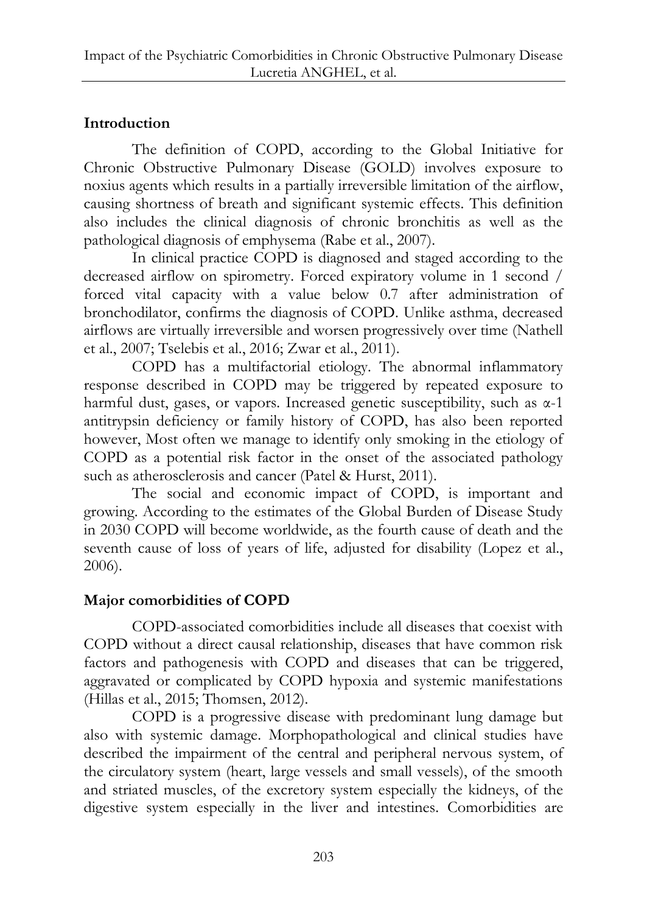## Introduction

The definition of COPD, according to the Global Initiative for Chronic Obstructive Pulmonary Disease (GOLD) involves exposure to noxius agents which results in a partially irreversible limitation of the airflow, causing shortness of breath and significant systemic effects. This definition also includes the clinical diagnosis of chronic bronchitis as well as the pathological diagnosis of emphysema (Rabe et al., 2007).

In clinical practice COPD is diagnosed and staged according to the decreased airflow on spirometry. Forced expiratory volume in 1 second / forced vital capacity with a value below 0.7 after administration of bronchodilator, confirms the diagnosis of COPD. Unlike asthma, decreased airflows are virtually irreversible and worsen progressively over time (Nathell et al., 2007; Tselebis et al., 2016; Zwar et al., 2011).

COPD has a multifactorial etiology. The abnormal inflammatory response described in COPD may be triggered by repeated exposure to harmful dust, gases, or vapors. Increased genetic susceptibility, such as α-1 antitrypsin deficiency or family history of COPD, has also been reported however, Most often we manage to identify only smoking in the etiology of COPD as a potential risk factor in the onset of the associated pathology such as atherosclerosis and cancer (Patel & Hurst, 2011).

The social and economic impact of COPD, is important and growing. According to the estimates of the Global Burden of Disease Study in 2030 COPD will become worldwide, as the fourth cause of death and the seventh cause of loss of years of life, adjusted for disability (Lopez et al., 2006).

## Major comorbidities of COPD

COPD-associated comorbidities include all diseases that coexist with COPD without a direct causal relationship, diseases that have common risk factors and pathogenesis with COPD and diseases that can be triggered, aggravated or complicated by COPD hypoxia and systemic manifestations (Hillas et al., 2015; Thomsen, 2012).

COPD is a progressive disease with predominant lung damage but also with systemic damage. Morphopathological and clinical studies have described the impairment of the central and peripheral nervous system, of the circulatory system (heart, large vessels and small vessels), of the smooth and striated muscles, of the excretory system especially the kidneys, of the digestive system especially in the liver and intestines. Comorbidities are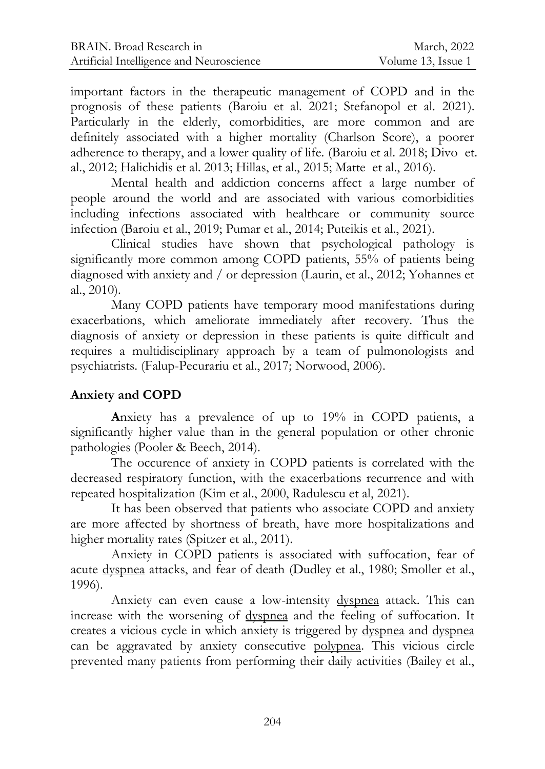important factors in the therapeutic management of COPD and in the prognosis of these patients (Baroiu et al. 2021; Stefanopol et al. 2021). Particularly in the elderly, comorbidities, are more common and are definitely associated with a higher mortality (Charlson Score), a poorer adherence to therapy, and a lower quality of life. (Baroiu et al. 2018; Divo et. al., 2012; Halichidis et al. 2013; Hillas, et al., 2015; Matte et al., 2016).

Mental health and addiction concerns affect a large number of people around the world and are associated with various comorbidities including infections associated with healthcare or community source infection (Baroiu et al., 2019; Pumar et al., 2014; Puteikis et al., 2021).

Clinical studies have shown that psychological pathology is significantly more common among COPD patients, 55% of patients being diagnosed with anxiety and / or depression (Laurin, et al., 2012; Yohannes et al., 2010).

Many COPD patients have temporary mood manifestations during exacerbations, which ameliorate immediately after recovery. Thus the diagnosis of anxiety or depression in these patients is quite difficult and requires a multidisciplinary approach by a team of pulmonologists and psychiatrists. (Falup-Pecurariu et al., 2017; Norwood, 2006).

## Anxiety and COPD

**A**nxiety has a prevalence of up to 19% in COPD patients, a significantly higher value than in the general population or other chronic pathologies (Pooler & Beech, 2014).

The occurence of anxiety in COPD patients is correlated with the decreased respiratory function, with the exacerbations recurrence and with repeated hospitalization (Kim et al., 2000, Radulescu et al, 2021).

It has been observed that patients who associate COPD and anxiety are more affected by shortness of breath, have more hospitalizations and higher mortality rates (Spitzer et al., 2011).

Anxiety in COPD patients is associated with suffocation, fear of acute dyspnea attacks, and fear of death (Dudley et al., 1980; Smoller et al., 1996).

Anxiety can even cause a low-intensity dyspnea attack. This can increase with the worsening of dyspnea and the feeling of suffocation. It creates a vicious cycle in which anxiety is triggered by dyspnea and dyspnea can be aggravated by anxiety consecutive polypnea. This vicious circle prevented many patients from performing their daily activities (Bailey et al.,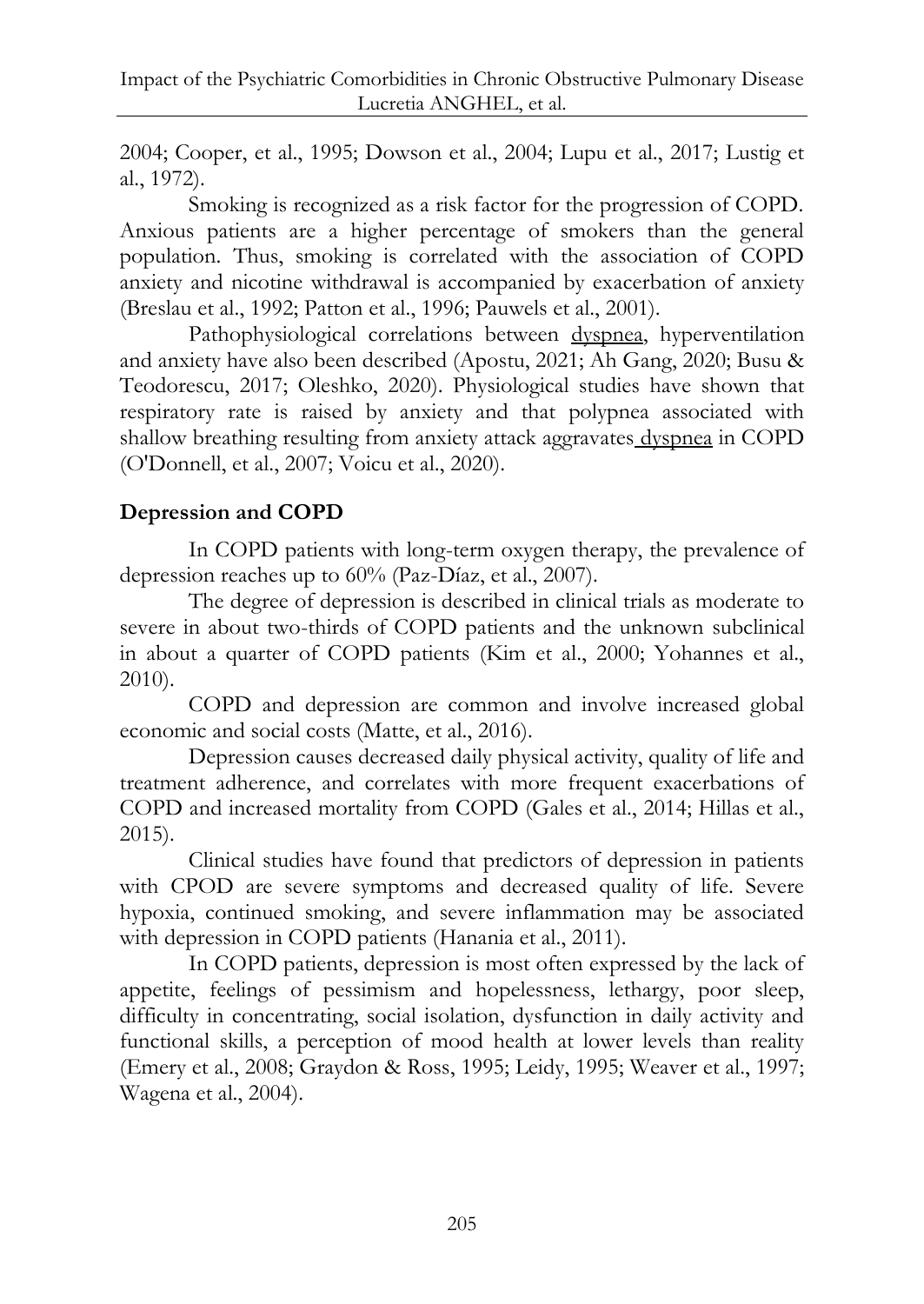2004; Cooper, et al., 1995; Dowson et al., 2004; Lupu et al., 2017; Lustig et al., 1972).

Smoking is recognized as a risk factor for the progression of COPD. Anxious patients are a higher percentage of smokers than the general population. Thus, smoking is correlated with the association of COPD anxiety and nicotine withdrawal is accompanied by exacerbation of anxiety (Breslau et al., 1992; Patton et al., 1996; Pauwels et al., 2001).

Pathophysiological correlations between dyspnea, hyperventilation and anxiety have also been described (Apostu, 2021; Ah Gang, 2020; Busu & Teodorescu, 2017; Oleshko, 2020). Physiological studies have shown that respiratory rate is raised by anxiety and that polypnea associated with shallow breathing resulting from anxiety attack aggravates dyspnea in COPD (O'Donnell, et al., 2007; Voicu et al., 2020).

**Depression and COPD**

In COPD patients with long-term oxygen therapy, the prevalence of depression reaches up to 60% (Paz-Díaz, et al., 2007).

The degree of depression is described in clinical trials as moderate to severe in about two-thirds of COPD patients and the unknown subclinical in about a quarter of COPD patients (Kim et al., 2000; Yohannes et al., 2010).

COPD and depression are common and involve increased global economic and social costs (Matte, et al., 2016).

Depression causes decreased daily physical activity, quality of life and treatment adherence, and correlates with more frequent exacerbations of COPD and increased mortality from COPD (Gales et al., 2014; Hillas et al., 2015).

Clinical studies have found that predictors of depression in patients with CPOD are severe symptoms and decreased quality of life. Severe hypoxia, continued smoking, and severe inflammation may be associated with depression in COPD patients (Hanania et al., 2011).

In COPD patients, depression is most often expressed by the lack of appetite, feelings of pessimism and hopelessness, lethargy, poor sleep, difficulty in concentrating, social isolation, dysfunction in daily activity and functional skills, a perception of mood health at lower levels than reality (Emery et al., 2008; Graydon & Ross, 1995; Leidy, 1995; Weaver et al., 1997; Wagena et al., 2004).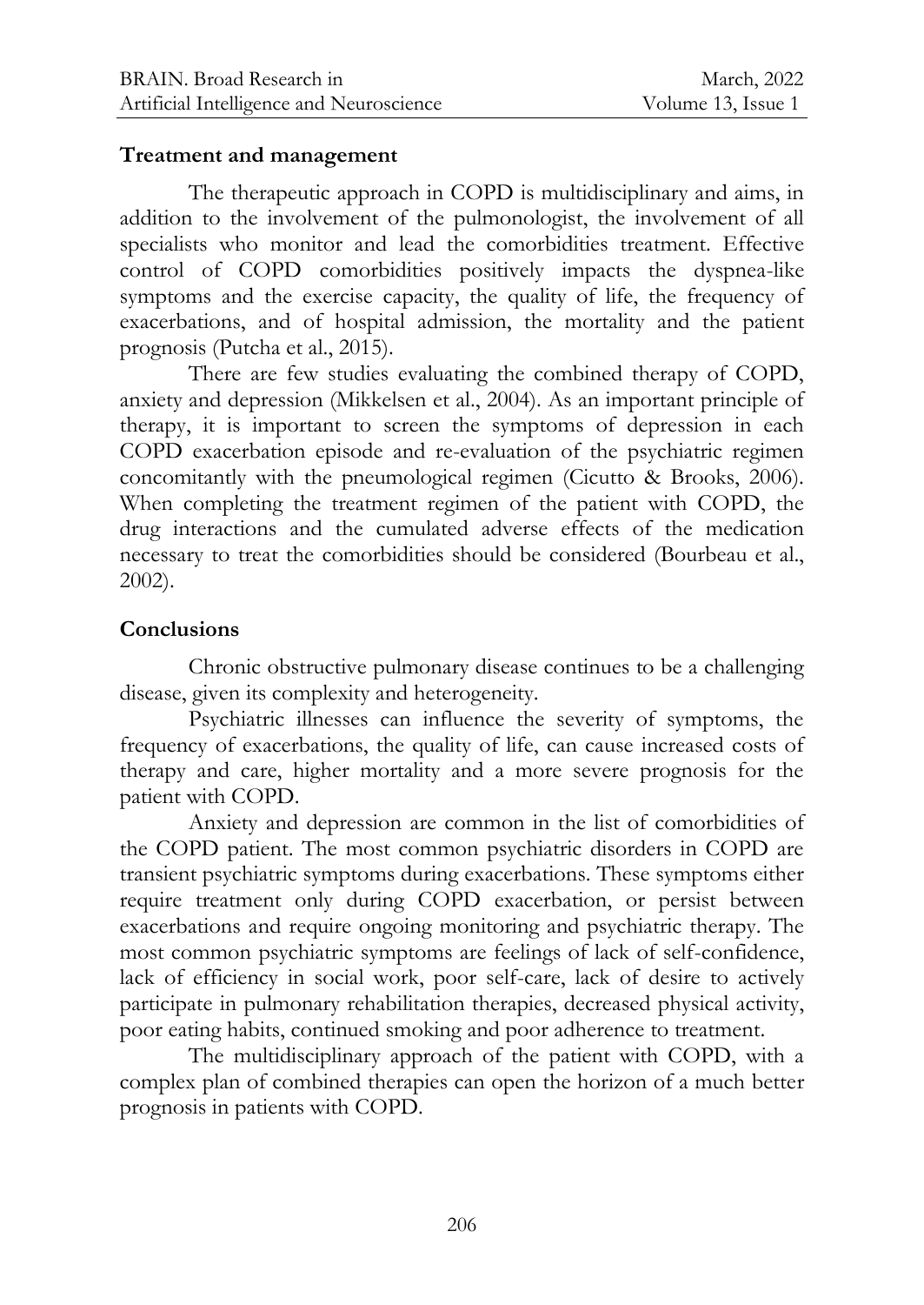## Treatment and management

The therapeutic approach in COPD is multidisciplinary and aims, in addition to the involvement of the pulmonologist, the involvement of all specialists who monitor and lead the comorbidities treatment. Effective control of COPD comorbidities positively impacts the dyspnea-like symptoms and the exercise capacity, the quality of life, the frequency of exacerbations, and of hospital admission, the mortality and the patient prognosis (Putcha et al., 2015).

There are few studies evaluating the combined therapy of COPD, anxiety and depression (Mikkelsen et al., 2004). As an important principle of therapy, it is important to screen the symptoms of depression in each COPD exacerbation episode and re-evaluation of the psychiatric regimen concomitantly with the pneumological regimen (Cicutto & Brooks, 2006). When completing the treatment regimen of the patient with COPD, the drug interactions and the cumulated adverse effects of the medication necessary to treat the comorbidities should be considered (Bourbeau et al., 2002).

## Conclusions

Chronic obstructive pulmonary disease continues to be a challenging disease, given its complexity and heterogeneity.

Psychiatric illnesses can influence the severity of symptoms, the frequency of exacerbations, the quality of life, can cause increased costs of therapy and care, higher mortality and a more severe prognosis for the patient with COPD.

Anxiety and depression are common in the list of comorbidities of the COPD patient. The most common psychiatric disorders in COPD are transient psychiatric symptoms during exacerbations. These symptoms either require treatment only during COPD exacerbation, or persist between exacerbations and require ongoing monitoring and psychiatric therapy. The most common psychiatric symptoms are feelings of lack of self-confidence, lack of efficiency in social work, poor self-care, lack of desire to actively participate in pulmonary rehabilitation therapies, decreased physical activity, poor eating habits, continued smoking and poor adherence to treatment.

The multidisciplinary approach of the patient with COPD, with a complex plan of combined therapies can open the horizon of a much better prognosis in patients with COPD.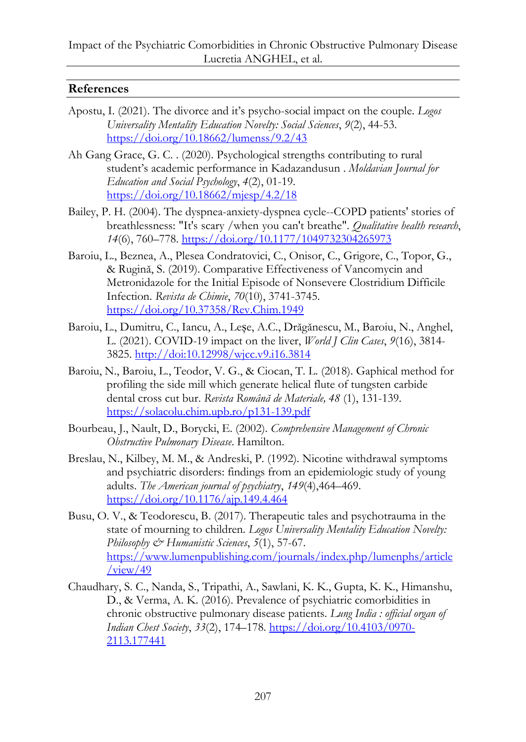## References

Apostu, I. (2021). The divorce and it's psycho-social impact on the couple. *Logos Universality Mentality Education Novelty: Social Sciences*, *9*(2), 44-53. https://doi.org/10.18662/lumenss/9.2/43

Ah Gang Grace, G. C. . (2020). Psychological strengths contributing to rural student's academic performance in Kadazandusun . *Moldavian Journal for Education and Social Psychology*, *4*(2), 01-19. https://doi.org/10.18662/mjesp/4.2/18

Bailey, P. H. (2004). The dyspnea-anxiety-dyspnea cycle--COPD patients' stories of breathlessness: "It's scary /when you can't breathe". *Qualitative health research*, *14*(6), 760–778. https://doi.org/10.1177/1049732304265973

Baroiu, L., Beznea, A., Plesea Condratovici, C., Onisor, C., Grigore, C., Topor, G., & Rugină, S. (2019). Comparative Effectiveness of Vancomycin and Metronidazole for the Initial Episode of Nonsevere Clostridium Difficile Infection. *Revista de Chimie*, *70*(10), 3741-3745. https://doi.org/10.37358/Rev.Chim.1949

Baroiu, L., Dumitru, C., Iancu, A., Leșe, A.C., Drăgănescu, M., Baroiu, N., Anghel, L. (2021). COVID-19 impact on the liver, *World J Clin Cases*, *9*(16), 3814-3825. http://doi:10.12998/wjcc.v9.i16.3814

Baroiu, N., Baroiu, L., Teodor, V. G., & Ciocan, T. L. (2018). Gaphical method for profiling the side mill which generate helical flute of tungsten carbide dental cross cut bur. *Revista Română de Materiale, 48* (1), 131-139. https://solacolu.chim.upb.ro/p131-139.pdf

Bourbeau, J., Nault, D., Borycki, E. (2002). *Comprehensive Management of Chronic Obstructive Pulmonary Disease*. Hamilton.

Breslau, N., Kilbey, M. M., & Andreski, P. (1992). Nicotine withdrawal symptoms and psychiatric disorders: findings from an epidemiologic study of young adults. *The American journal of psychiatry*, *149*(4),464–469. https://doi.org/10.1176/ajp.149.4.464

Busu, O. V., & Teodorescu, B. (2017). Therapeutic tales and psychotrauma in the state of mourning to children. *Logos Universality Mentality Education Novelty: Philosophy & Humanistic Sciences*, *5*(1), 57-67. https://www.lumenpublishing.com/journals/index.php/lumenphs/article/view/49

Chaudhary, S. C., Nanda, S., Tripathi, A., Sawlani, K. K., Gupta, K. K., Himanshu, D., & Verma, A. K. (2016). Prevalence of psychiatric comorbidities in chronic obstructive pulmonary disease patients. *Lung India : official organ of Indian Chest Society*, *33*(2), 174–178. https://doi.org/10.4103/0970-2113.177441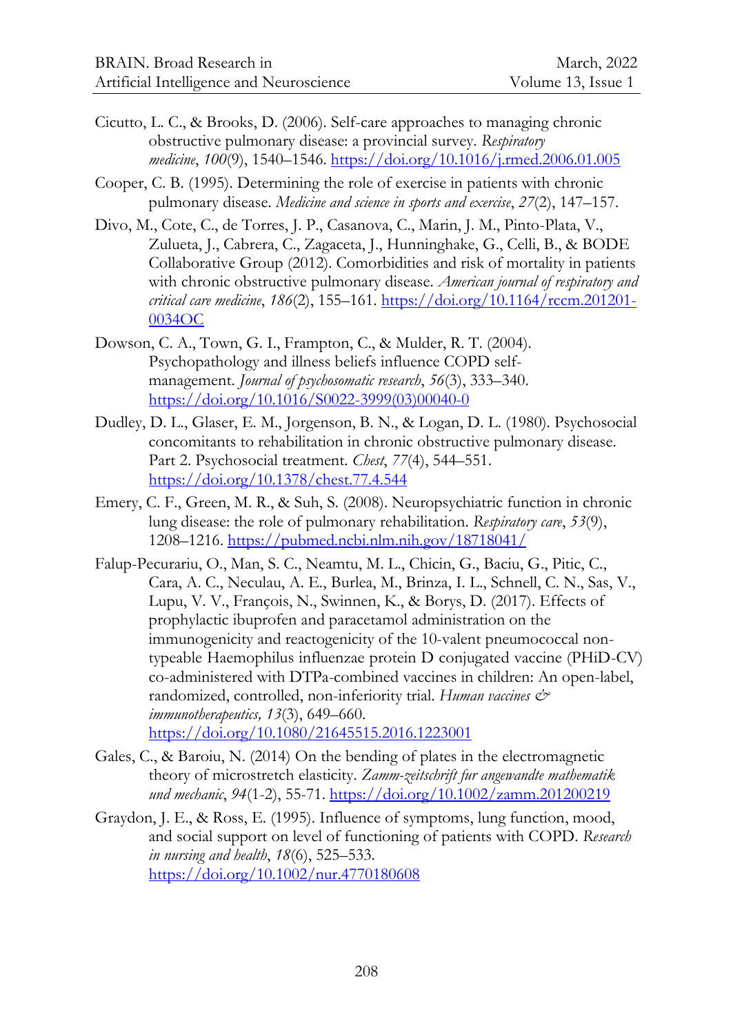Cicutto, L. C., & Brooks, D. (2006). Self-care approaches to managing chronic obstructive pulmonary disease: a provincial survey. *Respiratory medicine*, *100*(9), 1540–1546. https://doi.org/10.1016/j.rmed.2006.01.005

Cooper, C. B. (1995). Determining the role of exercise in patients with chronic pulmonary disease. *Medicine and science in sports and exercise*, *27*(2), 147–157.

Divo, M., Cote, C., de Torres, J. P., Casanova, C., Marin, J. M., Pinto-Plata, V., Zulueta, J., Cabrera, C., Zagaceta, J., Hunninghake, G., Celli, B., & BODE Collaborative Group (2012). Comorbidities and risk of mortality in patients with chronic obstructive pulmonary disease. *American journal of respiratory and critical care medicine*, *186*(2), 155–161. https://doi.org/10.1164/rccm.201201-0034OC

Dowson, C. A., Town, G. I., Frampton, C., & Mulder, R. T. (2004). Psychopathology and illness beliefs influence COPD self-management. *Journal of psychosomatic research*, *56*(3), 333–340. https://doi.org/10.1016/S0022-3999(03)00040-0

Dudley, D. L., Glaser, E. M., Jorgenson, B. N., & Logan, D. L. (1980). Psychosocial concomitants to rehabilitation in chronic obstructive pulmonary disease. Part 2. Psychosocial treatment. *Chest*, *77*(4), 544–551. https://doi.org/10.1378/chest.77.4.544

Emery, C. F., Green, M. R., & Suh, S. (2008). Neuropsychiatric function in chronic lung disease: the role of pulmonary rehabilitation. *Respiratory care*, *53*(9), 1208–1216. https://pubmed.ncbi.nlm.nih.gov/18718041/

Falup-Pecurariu, O., Man, S. C., Neamtu, M. L., Chicin, G., Baciu, G., Pitic, C., Cara, A. C., Neculau, A. E., Burlea, M., Brinza, I. L., Schnell, C. N., Sas, V., Lupu, V. V., François, N., Swinnen, K., & Borys, D. (2017). Effects of prophylactic ibuprofen and paracetamol administration on the immunogenicity and reactogenicity of the 10-valent pneumococcal non-typeable Haemophilus influenzae protein D conjugated vaccine (PHiD-CV) co-administered with DTPa-combined vaccines in children: An open-label, randomized, controlled, non-inferiority trial. *Human vaccines & immunotherapeutics, 13*(3), 649–660. https://doi.org/10.1080/21645515.2016.1223001

Gales, C., & Baroiu, N. (2014) On the bending of plates in the electromagnetic theory of microstretch elasticity. *Zamm-zeitschrift fur angewandte mathematik und mechanic*, *94*(1-2), 55-71. https://doi.org/10.1002/zamm.201200219

Graydon, J. E., & Ross, E. (1995). Influence of symptoms, lung function, mood, and social support on level of functioning of patients with COPD. *Research in nursing and health*, *18*(6), 525–533. https://doi.org/10.1002/nur.4770180608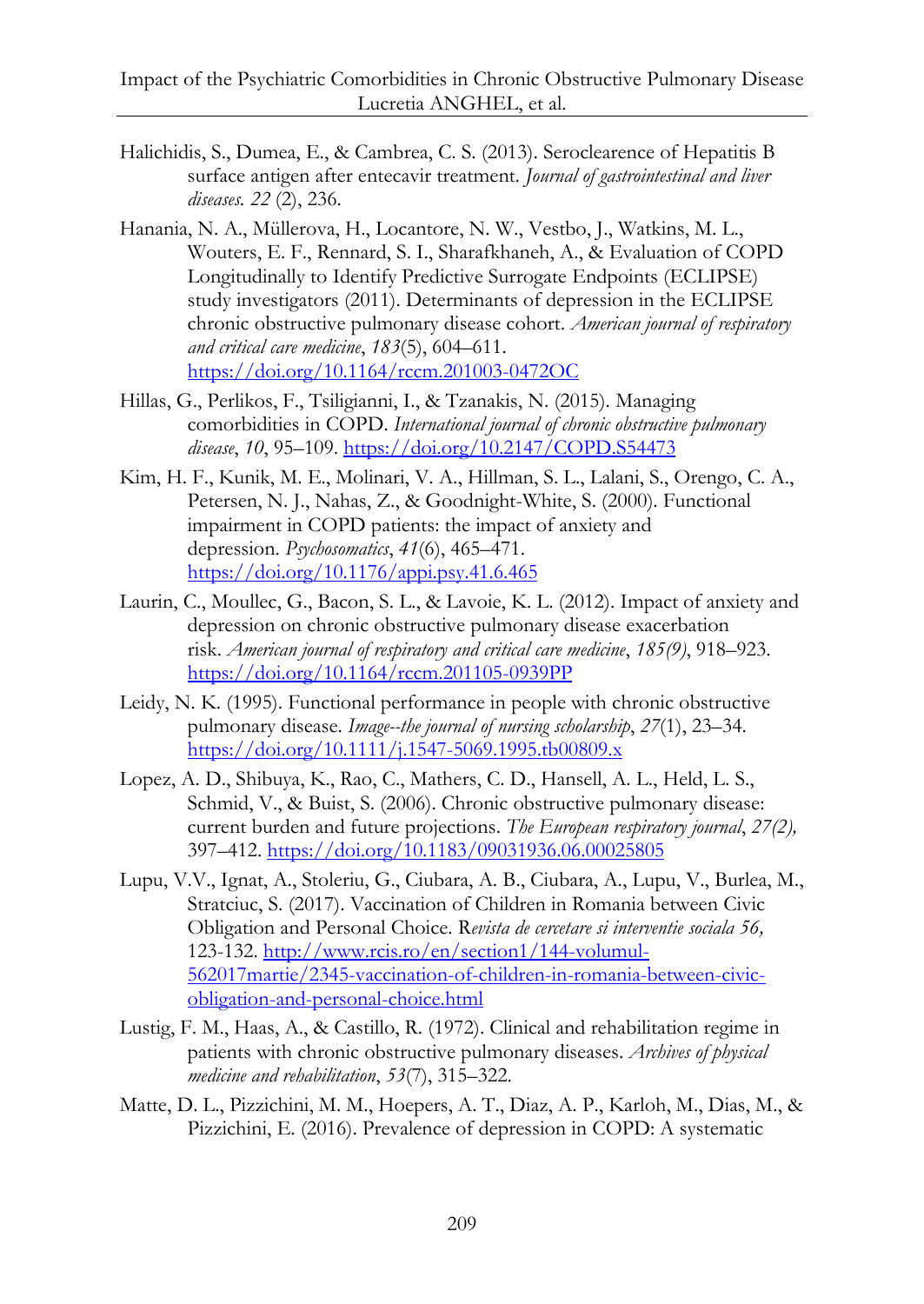Halichidis, S., Dumea, E., & Cambrea, C. S. (2013). Seroclearence of Hepatitis B surface antigen after entecavir treatment. *Journal of gastrointestinal and liver diseases. 22* (2), 236.

Hanania, N. A., Müllerova, H., Locantore, N. W., Vestbo, J., Watkins, M. L., Wouters, E. F., Rennard, S. I., Sharafkhaneh, A., & Evaluation of COPD Longitudinally to Identify Predictive Surrogate Endpoints (ECLIPSE) study investigators (2011). Determinants of depression in the ECLIPSE chronic obstructive pulmonary disease cohort. *American journal of respiratory and critical care medicine*, *183*(5), 604–611. https://doi.org/10.1164/rccm.201003-0472OC

Hillas, G., Perlikos, F., Tsiligianni, I., & Tzanakis, N. (2015). Managing comorbidities in COPD. *International journal of chronic obstructive pulmonary disease*, *10*, 95–109. https://doi.org/10.2147/COPD.S54473

Kim, H. F., Kunik, M. E., Molinari, V. A., Hillman, S. L., Lalani, S., Orengo, C. A., Petersen, N. J., Nahas, Z., & Goodnight-White, S. (2000). Functional impairment in COPD patients: the impact of anxiety and depression. *Psychosomatics*, *41*(6), 465–471. https://doi.org/10.1176/appi.psy.41.6.465

Laurin, C., Moullec, G., Bacon, S. L., & Lavoie, K. L. (2012). Impact of anxiety and depression on chronic obstructive pulmonary disease exacerbation risk. *American journal of respiratory and critical care medicine*, *185(9)*, 918–923. https://doi.org/10.1164/rccm.201105-0939PP

Leidy, N. K. (1995). Functional performance in people with chronic obstructive pulmonary disease. *Image--the journal of nursing scholarship*, *27*(1), 23–34. https://doi.org/10.1111/j.1547-5069.1995.tb00809.x

Lopez, A. D., Shibuya, K., Rao, C., Mathers, C. D., Hansell, A. L., Held, L. S., Schmid, V., & Buist, S. (2006). Chronic obstructive pulmonary disease: current burden and future projections. *The European respiratory journal*, *27(2),* 397–412. https://doi.org/10.1183/09031936.06.00025805

Lupu, V.V., Ignat, A., Stoleriu, G., Ciubara, A. B., Ciubara, A., Lupu, V., Burlea, M., Stratciuc, S. (2017). Vaccination of Children in Romania between Civic Obligation and Personal Choice. R*evista de cercetare si interventie sociala 56,* 123-132. http://www.rcis.ro/en/section1/144-volumul-562017martie/2345-vaccination-of-children-in-romania-between-civic-obligation-and-personal-choice.html

Lustig, F. M., Haas, A., & Castillo, R. (1972). Clinical and rehabilitation regime in patients with chronic obstructive pulmonary diseases. *Archives of physical medicine and rehabilitation*, *53*(7), 315–322.

Matte, D. L., Pizzichini, M. M., Hoepers, A. T., Diaz, A. P., Karloh, M., Dias, M., & Pizzichini, E. (2016). Prevalence of depression in COPD: A systematic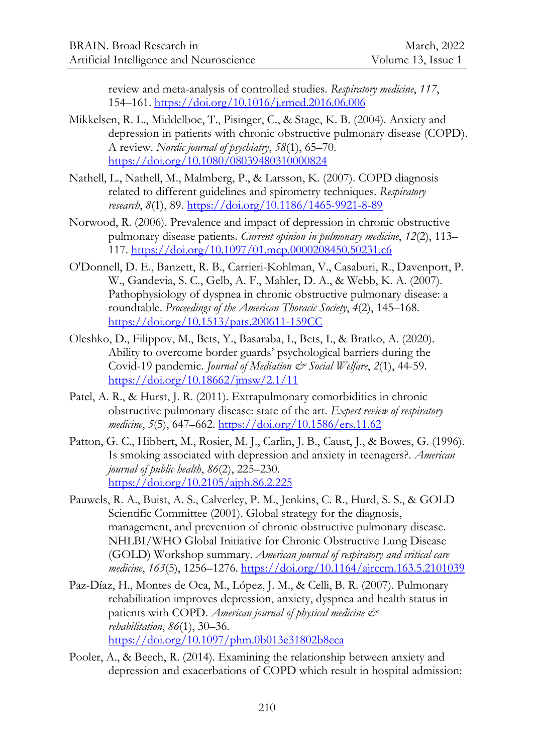review and meta-analysis of controlled studies. *Respiratory medicine*, *117*, 154–161. https://doi.org/10.1016/j.rmed.2016.06.006

Mikkelsen, R. L., Middelboe, T., Pisinger, C., & Stage, K. B. (2004). Anxiety and depression in patients with chronic obstructive pulmonary disease (COPD). A review. *Nordic journal of psychiatry*, *58*(1), 65–70. https://doi.org/10.1080/08039480310000824

Nathell, L., Nathell, M., Malmberg, P., & Larsson, K. (2007). COPD diagnosis related to different guidelines and spirometry techniques. *Respiratory research*, *8*(1), 89. https://doi.org/10.1186/1465-9921-8-89

Norwood, R. (2006). Prevalence and impact of depression in chronic obstructive pulmonary disease patients. *Current opinion in pulmonary medicine*, *12*(2), 113–117. https://doi.org/10.1097/01.mcp.0000208450.50231.c6

O'Donnell, D. E., Banzett, R. B., Carrieri-Kohlman, V., Casaburi, R., Davenport, P. W., Gandevia, S. C., Gelb, A. F., Mahler, D. A., & Webb, K. A. (2007). Pathophysiology of dyspnea in chronic obstructive pulmonary disease: a roundtable. *Proceedings of the American Thoracic Society*, *4*(2), 145–168. https://doi.org/10.1513/pats.200611-159CC

Oleshko, D., Filippov, M., Bets, Y., Basaraba, I., Bets, I., & Bratko, A. (2020). Ability to overcome border guards' psychological barriers during the Covid-19 pandemic. *Journal of Mediation & Social Welfare*, *2*(1), 44-59. https://doi.org/10.18662/jmsw/2.1/11

Patel, A. R., & Hurst, J. R. (2011). Extrapulmonary comorbidities in chronic obstructive pulmonary disease: state of the art. *Expert review of respiratory medicine*, *5*(5), 647–662. https://doi.org/10.1586/ers.11.62

Patton, G. C., Hibbert, M., Rosier, M. J., Carlin, J. B., Caust, J., & Bowes, G. (1996). Is smoking associated with depression and anxiety in teenagers?. *American journal of public health*, *86*(2), 225–230. https://doi.org/10.2105/ajph.86.2.225

Pauwels, R. A., Buist, A. S., Calverley, P. M., Jenkins, C. R., Hurd, S. S., & GOLD Scientific Committee (2001). Global strategy for the diagnosis, management, and prevention of chronic obstructive pulmonary disease. NHLBI/WHO Global Initiative for Chronic Obstructive Lung Disease (GOLD) Workshop summary. *American journal of respiratory and critical care medicine*, *163*(5), 1256–1276. https://doi.org/10.1164/ajrccm.163.5.2101039

Paz-Díaz, H., Montes de Oca, M., López, J. M., & Celli, B. R. (2007). Pulmonary rehabilitation improves depression, anxiety, dyspnea and health status in patients with COPD. *American journal of physical medicine & rehabilitation*, *86*(1), 30–36. https://doi.org/10.1097/phm.0b013e31802b8eca

Pooler, A., & Beech, R. (2014). Examining the relationship between anxiety and depression and exacerbations of COPD which result in hospital admission: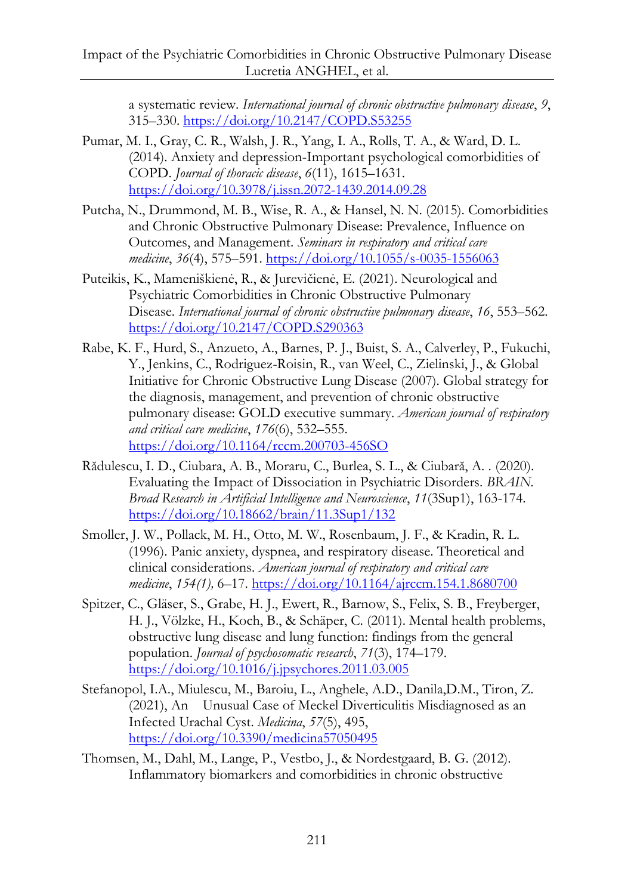a systematic review. *International journal of chronic obstructive pulmonary disease*, *9*, 315–330. https://doi.org/10.2147/COPD.S53255

Pumar, M. I., Gray, C. R., Walsh, J. R., Yang, I. A., Rolls, T. A., & Ward, D. L. (2014). Anxiety and depression-Important psychological comorbidities of COPD. *Journal of thoracic disease*, *6*(11), 1615–1631. https://doi.org/10.3978/j.issn.2072-1439.2014.09.28

Putcha, N., Drummond, M. B., Wise, R. A., & Hansel, N. N. (2015). Comorbidities and Chronic Obstructive Pulmonary Disease: Prevalence, Influence on Outcomes, and Management. *Seminars in respiratory and critical care medicine*, *36*(4), 575–591. https://doi.org/10.1055/s-0035-1556063

Puteikis, K., Mameniškienė, R., & Jurevičienė, E. (2021). Neurological and Psychiatric Comorbidities in Chronic Obstructive Pulmonary Disease. *International journal of chronic obstructive pulmonary disease*, *16*, 553–562. https://doi.org/10.2147/COPD.S290363

Rabe, K. F., Hurd, S., Anzueto, A., Barnes, P. J., Buist, S. A., Calverley, P., Fukuchi, Y., Jenkins, C., Rodriguez-Roisin, R., van Weel, C., Zielinski, J., & Global Initiative for Chronic Obstructive Lung Disease (2007). Global strategy for the diagnosis, management, and prevention of chronic obstructive pulmonary disease: GOLD executive summary. *American journal of respiratory and critical care medicine*, *176*(6), 532–555. https://doi.org/10.1164/rccm.200703-456SO

Rădulescu, I. D., Ciubara, A. B., Moraru, C., Burlea, S. L., & Ciubară, A. . (2020). Evaluating the Impact of Dissociation in Psychiatric Disorders. *BRAIN. Broad Research in Artificial Intelligence and Neuroscience*, *11*(3Sup1), 163-174. https://doi.org/10.18662/brain/11.3Sup1/132

Smoller, J. W., Pollack, M. H., Otto, M. W., Rosenbaum, J. F., & Kradin, R. L. (1996). Panic anxiety, dyspnea, and respiratory disease. Theoretical and clinical considerations. *American journal of respiratory and critical care medicine*, *154(1),* 6–17. https://doi.org/10.1164/ajrccm.154.1.8680700

Spitzer, C., Gläser, S., Grabe, H. J., Ewert, R., Barnow, S., Felix, S. B., Freyberger, H. J., Völzke, H., Koch, B., & Schäper, C. (2011). Mental health problems, obstructive lung disease and lung function: findings from the general population. *Journal of psychosomatic research*, *71*(3), 174–179. https://doi.org/10.1016/j.jpsychores.2011.03.005

Stefanopol, I.A., Miulescu, M., Baroiu, L., Anghele, A.D., Danila,D.M., Tiron, Z. (2021), An Unusual Case of Meckel Diverticulitis Misdiagnosed as an Infected Urachal Cyst. *Medicina*, *57*(5), 495, https://doi.org/10.3390/medicina57050495

Thomsen, M., Dahl, M., Lange, P., Vestbo, J., & Nordestgaard, B. G. (2012). Inflammatory biomarkers and comorbidities in chronic obstructive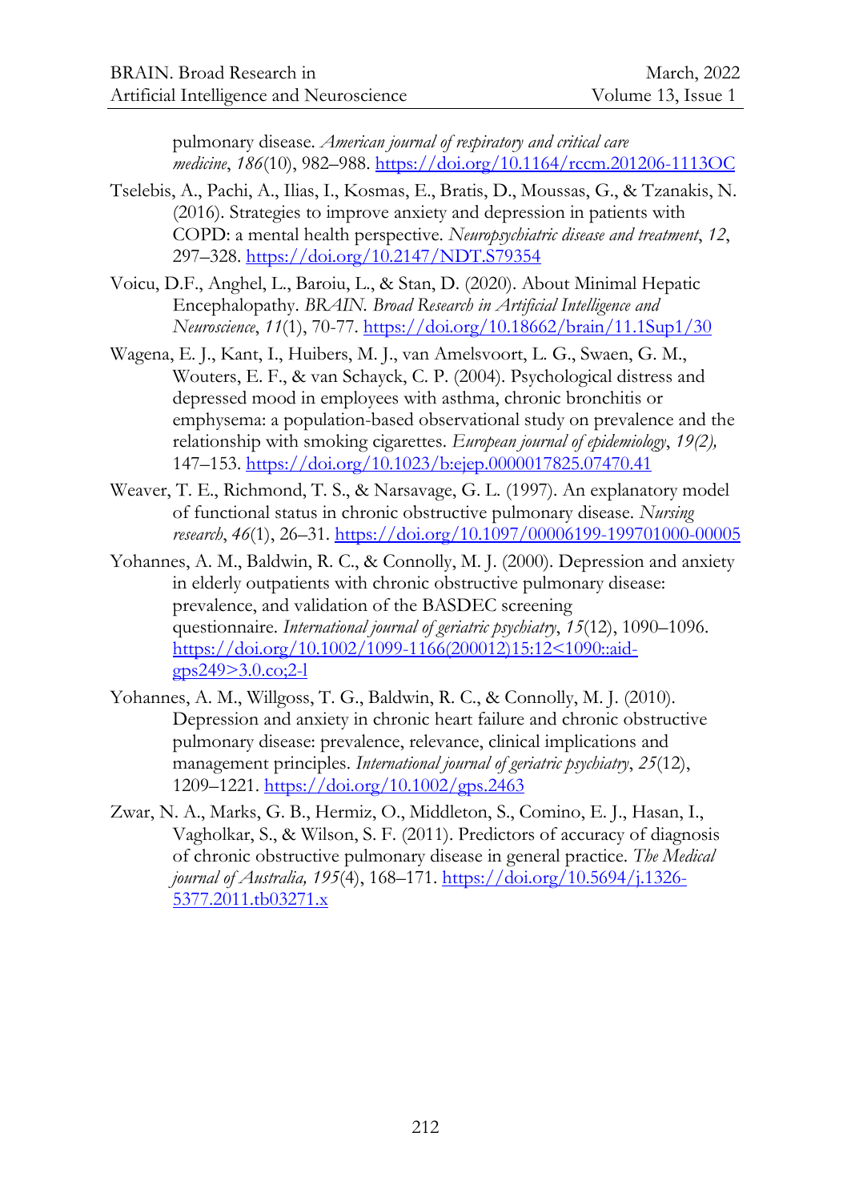pulmonary disease. *American journal of respiratory and critical care medicine*, *186*(10), 982–988. https://doi.org/10.1164/rccm.201206-1113OC

Tselebis, A., Pachi, A., Ilias, I., Kosmas, E., Bratis, D., Moussas, G., & Tzanakis, N. (2016). Strategies to improve anxiety and depression in patients with COPD: a mental health perspective. *Neuropsychiatric disease and treatment*, *12*, 297–328. https://doi.org/10.2147/NDT.S79354

Voicu, D.F., Anghel, L., Baroiu, L., & Stan, D. (2020). About Minimal Hepatic Encephalopathy. *BRAIN. Broad Research in Artificial Intelligence and Neuroscience*, *11*(1), 70-77. https://doi.org/10.18662/brain/11.1Sup1/30

Wagena, E. J., Kant, I., Huibers, M. J., van Amelsvoort, L. G., Swaen, G. M., Wouters, E. F., & van Schayck, C. P. (2004). Psychological distress and depressed mood in employees with asthma, chronic bronchitis or emphysema: a population-based observational study on prevalence and the relationship with smoking cigarettes. *European journal of epidemiology*, *19(2),* 147–153. https://doi.org/10.1023/b:ejep.0000017825.07470.41

Weaver, T. E., Richmond, T. S., & Narsavage, G. L. (1997). An explanatory model of functional status in chronic obstructive pulmonary disease. *Nursing research*, *46*(1), 26–31. https://doi.org/10.1097/00006199-199701000-00005

Yohannes, A. M., Baldwin, R. C., & Connolly, M. J. (2000). Depression and anxiety in elderly outpatients with chronic obstructive pulmonary disease: prevalence, and validation of the BASDEC screening questionnaire. *International journal of geriatric psychiatry*, *15*(12), 1090–1096. https://doi.org/10.1002/1099-1166(200012)15:12<1090::aid-gps249>3.0.co;2-l

Yohannes, A. M., Willgoss, T. G., Baldwin, R. C., & Connolly, M. J. (2010). Depression and anxiety in chronic heart failure and chronic obstructive pulmonary disease: prevalence, relevance, clinical implications and management principles. *International journal of geriatric psychiatry*, *25*(12), 1209–1221. https://doi.org/10.1002/gps.2463

Zwar, N. A., Marks, G. B., Hermiz, O., Middleton, S., Comino, E. J., Hasan, I., Vagholkar, S., & Wilson, S. F. (2011). Predictors of accuracy of diagnosis of chronic obstructive pulmonary disease in general practice. *The Medical journal of Australia, 195*(4), 168–171. https://doi.org/10.5694/j.1326-5377.2011.tb03271.x